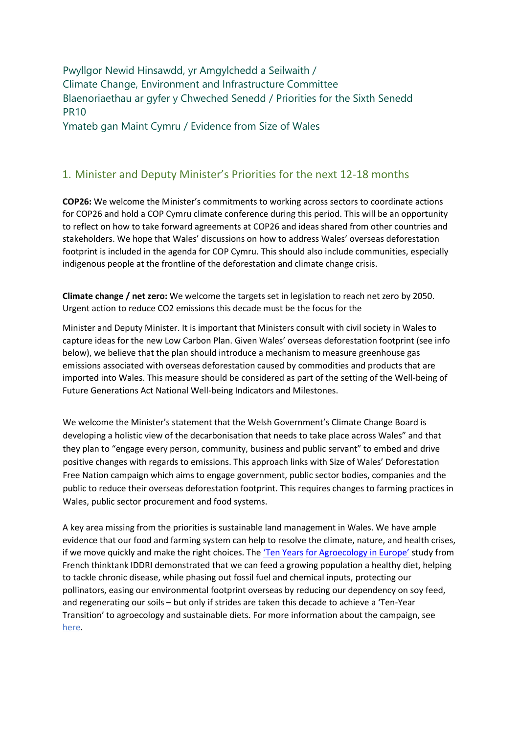Pwyllgor Newid Hinsawdd, yr Amgylchedd a Seilwaith /
Climate Change, Environment and Infrastructure Committee
[Blaenoriaethau ar gyfer y Chweched Senedd](#) / [Priorities for the Sixth Senedd](#)
PR10
Ymateb gan Maint Cymru / Evidence from Size of Wales

## 1. Minister and Deputy Minister's Priorities for the next 12-18 months

**COP26:** We welcome the Minister's commitments to working across sectors to coordinate actions for COP26 and hold a COP Cymru climate conference during this period. This will be an opportunity to reflect on how to take forward agreements at COP26 and ideas shared from other countries and stakeholders. We hope that Wales' discussions on how to address Wales' overseas deforestation footprint is included in the agenda for COP Cymru. This should also include communities, especially indigenous people at the frontline of the deforestation and climate change crisis.

**Climate change / net zero:** We welcome the targets set in legislation to reach net zero by 2050. Urgent action to reduce CO2 emissions this decade must be the focus for the Minister and Deputy Minister. It is important that Ministers consult with civil society in Wales to capture ideas for the new Low Carbon Plan. Given Wales' overseas deforestation footprint (see info below), we believe that the plan should introduce a mechanism to measure greenhouse gas emissions associated with overseas deforestation caused by commodities and products that are imported into Wales. This measure should be considered as part of the setting of the Well-being of Future Generations Act National Well-being Indicators and Milestones.

We welcome the Minister's statement that the Welsh Government's Climate Change Board is developing a holistic view of the decarbonisation that needs to take place across Wales" and that they plan to "engage every person, community, business and public servant" to embed and drive positive changes with regards to emissions. This approach links with Size of Wales' Deforestation Free Nation campaign which aims to engage government, public sector bodies, companies and the public to reduce their overseas deforestation footprint. This requires changes to farming practices in Wales, public sector procurement and food systems.

A key area missing from the priorities is sustainable land management in Wales. We have ample evidence that our food and farming system can help to resolve the climate, nature, and health crises, if we move quickly and make the right choices. The ['Ten Years for Agroecology in Europe'](#) study from French thinktank IDDRI demonstrated that we can feed a growing population a healthy diet, helping to tackle chronic disease, while phasing out fossil fuel and chemical inputs, protecting our pollinators, easing our environmental footprint overseas by reducing our dependency on soy feed, and regenerating our soils – but only if strides are taken this decade to achieve a 'Ten-Year Transition' to agroecology and sustainable diets. For more information about the campaign, see [here](#).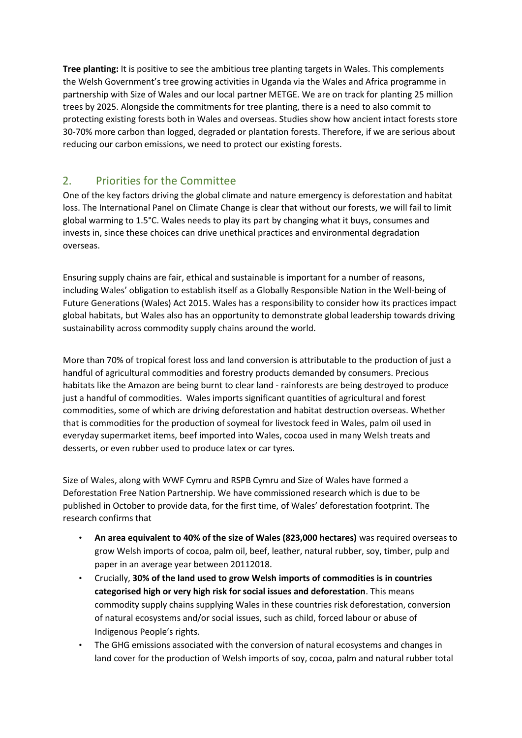**Tree planting:** It is positive to see the ambitious tree planting targets in Wales. This complements the Welsh Government's tree growing activities in Uganda via the Wales and Africa programme in partnership with Size of Wales and our local partner METGE. We are on track for planting 25 million trees by 2025. Alongside the commitments for tree planting, there is a need to also commit to protecting existing forests both in Wales and overseas. Studies show how ancient intact forests store 30-70% more carbon than logged, degraded or plantation forests. Therefore, if we are serious about reducing our carbon emissions, we need to protect our existing forests.

## 2. Priorities for the Committee

One of the key factors driving the global climate and nature emergency is deforestation and habitat loss. The International Panel on Climate Change is clear that without our forests, we will fail to limit global warming to 1.5°C. Wales needs to play its part by changing what it buys, consumes and invests in, since these choices can drive unethical practices and environmental degradation overseas.

Ensuring supply chains are fair, ethical and sustainable is important for a number of reasons, including Wales' obligation to establish itself as a Globally Responsible Nation in the Well-being of Future Generations (Wales) Act 2015. Wales has a responsibility to consider how its practices impact global habitats, but Wales also has an opportunity to demonstrate global leadership towards driving sustainability across commodity supply chains around the world.

More than 70% of tropical forest loss and land conversion is attributable to the production of just a handful of agricultural commodities and forestry products demanded by consumers. Precious habitats like the Amazon are being burnt to clear land - rainforests are being destroyed to produce just a handful of commodities. Wales imports significant quantities of agricultural and forest commodities, some of which are driving deforestation and habitat destruction overseas. Whether that is commodities for the production of soymeal for livestock feed in Wales, palm oil used in everyday supermarket items, beef imported into Wales, cocoa used in many Welsh treats and desserts, or even rubber used to produce latex or car tyres.

Size of Wales, along with WWF Cymru and RSPB Cymru and Size of Wales have formed a Deforestation Free Nation Partnership. We have commissioned research which is due to be published in October to provide data, for the first time, of Wales' deforestation footprint. The research confirms that

- **An area equivalent to 40% of the size of Wales (823,000 hectares)** was required overseas to grow Welsh imports of cocoa, palm oil, beef, leather, natural rubber, soy, timber, pulp and paper in an average year between 20112018.
- Crucially, **30% of the land used to grow Welsh imports of commodities is in countries categorised high or very high risk for social issues and deforestation**. This means commodity supply chains supplying Wales in these countries risk deforestation, conversion of natural ecosystems and/or social issues, such as child, forced labour or abuse of Indigenous People's rights.
- The GHG emissions associated with the conversion of natural ecosystems and changes in land cover for the production of Welsh imports of soy, cocoa, palm and natural rubber total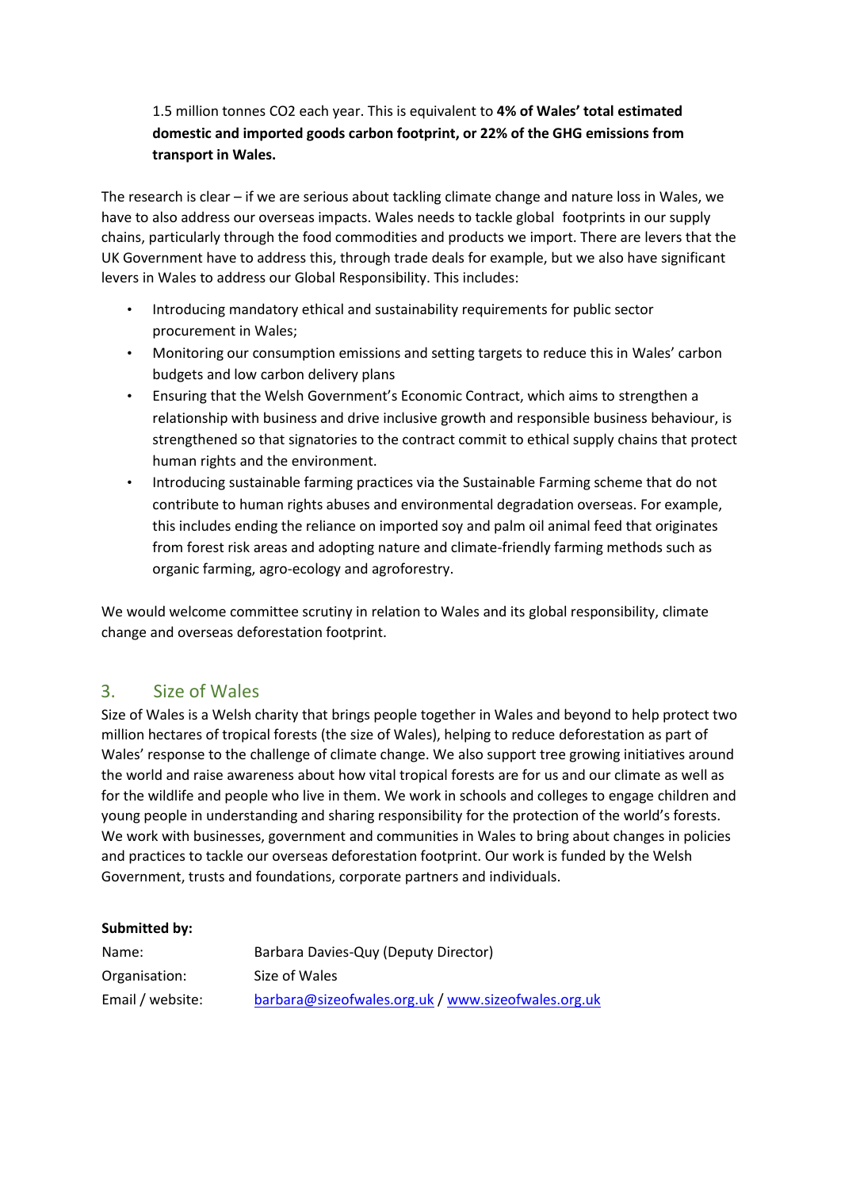1.5 million tonnes $CO_2$ each year. This is equivalent to **4% of Wales' total estimated domestic and imported goods carbon footprint, or 22% of the GHG emissions from transport in Wales.**

The research is clear – if we are serious about tackling climate change and nature loss in Wales, we have to also address our overseas impacts. Wales needs to tackle global footprints in our supply chains, particularly through the food commodities and products we import. There are levers that the UK Government have to address this, through trade deals for example, but we also have significant levers in Wales to address our Global Responsibility. This includes:

- Introducing mandatory ethical and sustainability requirements for public sector procurement in Wales;
- Monitoring our consumption emissions and setting targets to reduce this in Wales' carbon budgets and low carbon delivery plans
- Ensuring that the Welsh Government's Economic Contract, which aims to strengthen a relationship with business and drive inclusive growth and responsible business behaviour, is strengthened so that signatories to the contract commit to ethical supply chains that protect human rights and the environment.
- Introducing sustainable farming practices via the Sustainable Farming scheme that do not contribute to human rights abuses and environmental degradation overseas. For example, this includes ending the reliance on imported soy and palm oil animal feed that originates from forest risk areas and adopting nature and climate-friendly farming methods such as organic farming, agro-ecology and agroforestry.

We would welcome committee scrutiny in relation to Wales and its global responsibility, climate change and overseas deforestation footprint.

## 3. Size of Wales

Size of Wales is a Welsh charity that brings people together in Wales and beyond to help protect two million hectares of tropical forests (the size of Wales), helping to reduce deforestation as part of Wales' response to the challenge of climate change. We also support tree growing initiatives around the world and raise awareness about how vital tropical forests are for us and our climate as well as for the wildlife and people who live in them. We work in schools and colleges to engage children and young people in understanding and sharing responsibility for the protection of the world's forests. We work with businesses, government and communities in Wales to bring about changes in policies and practices to tackle our overseas deforestation footprint. Our work is funded by the Welsh Government, trusts and foundations, corporate partners and individuals.

**Submitted by:**

| | |
|---|---|
| Name: | Barbara Davies-Quy (Deputy Director) |
| Organisation: | Size of Wales |
| Email / website: | barbara@sizeofwales.org.uk / www.sizeofwales.org.uk |